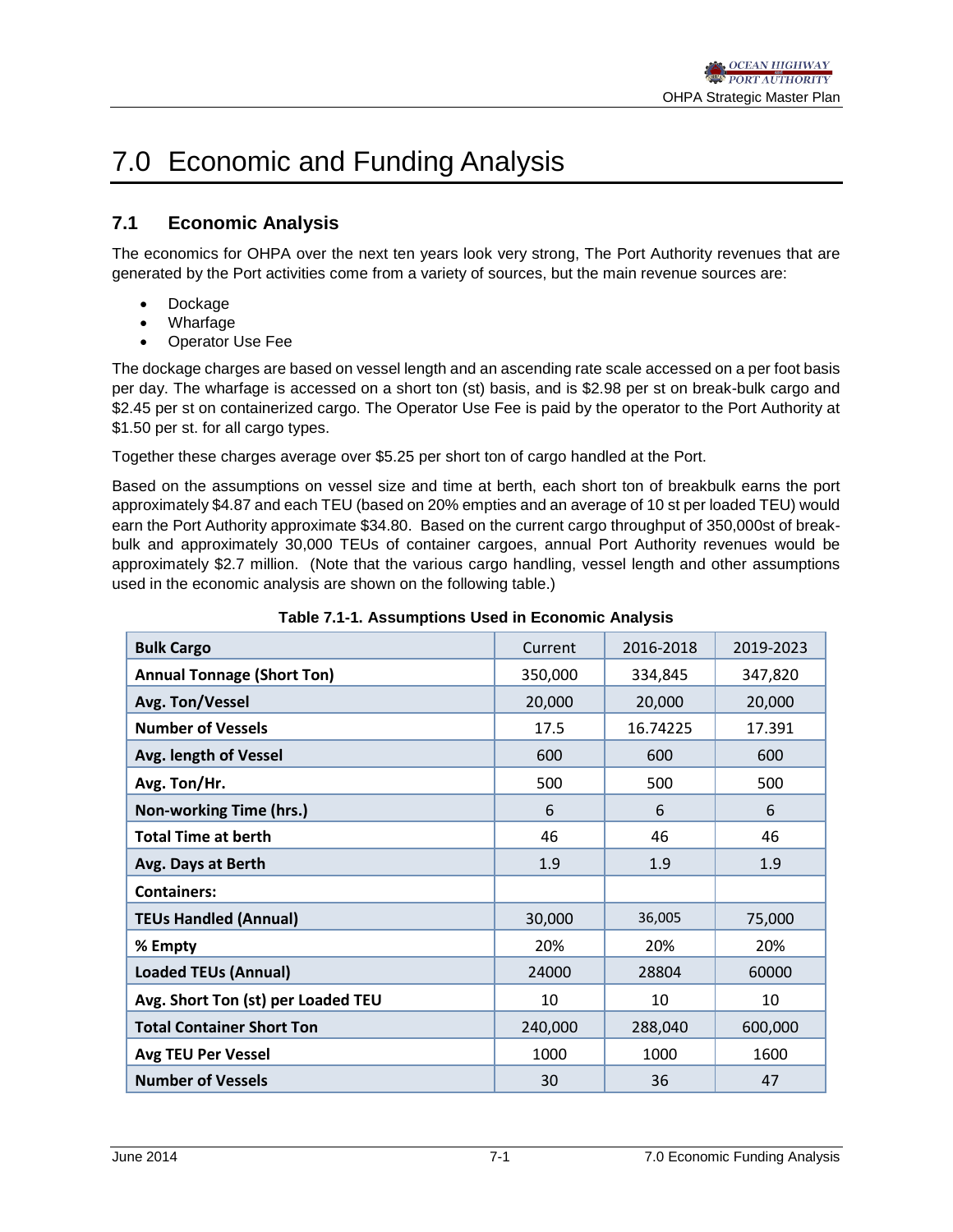# 7.0 Economic and Funding Analysis

## 7.1 Economic Analysis

The economics for OHPA over the next ten years look very strong, The Port Authority revenues that are generated by the Port activities come from a variety of sources, but the main revenue sources are:

- Dockage
- Wharfage
- Operator Use Fee

The dockage charges are based on vessel length and an ascending rate scale accessed on a per foot basis per day. The wharfage is accessed on a short ton (st) basis, and is $2.98 per st on break-bulk cargo and $2.45 per st on containerized cargo. The Operator Use Fee is paid by the operator to the Port Authority at $1.50 per st. for all cargo types.

Together these charges average over $5.25 per short ton of cargo handled at the Port.

Based on the assumptions on vessel size and time at berth, each short ton of breakbulk earns the port approximately $4.87 and each TEU (based on 20% empties and an average of 10 st per loaded TEU) would earn the Port Authority approximate $34.80. Based on the current cargo throughput of 350,000st of break-bulk and approximately 30,000 TEUs of container cargoes, annual Port Authority revenues would be approximately $2.7 million. (Note that the various cargo handling, vessel length and other assumptions used in the economic analysis are shown on the following table.)

**Table 7.1-1. Assumptions Used in Economic Analysis**

| Bulk Cargo | Current | 2016-2018 | 2019-2023 |
|---|---|---|---|
| Annual Tonnage (Short Ton) | 350,000 | 334,845 | 347,820 |
| Avg. Ton/Vessel | 20,000 | 20,000 | 20,000 |
| Number of Vessels | 17.5 | 16.74225 | 17.391 |
| Avg. length of Vessel | 600 | 600 | 600 |
| Avg. Ton/Hr. | 500 | 500 | 500 |
| Non-working Time (hrs.) | 6 | 6 | 6 |
| Total Time at berth | 46 | 46 | 46 |
| Avg. Days at Berth | 1.9 | 1.9 | 1.9 |
| **Containers:** | | | |
| TEUs Handled (Annual) | 30,000 | 36,005 | 75,000 |
| % Empty | 20% | 20% | 20% |
| Loaded TEUs (Annual) | 24000 | 28804 | 60000 |
| Avg. Short Ton (st) per Loaded TEU | 10 | 10 | 10 |
| Total Container Short Ton | 240,000 | 288,040 | 600,000 |
| Avg TEU Per Vessel | 1000 | 1000 | 1600 |
| Number of Vessels | 30 | 36 | 47 |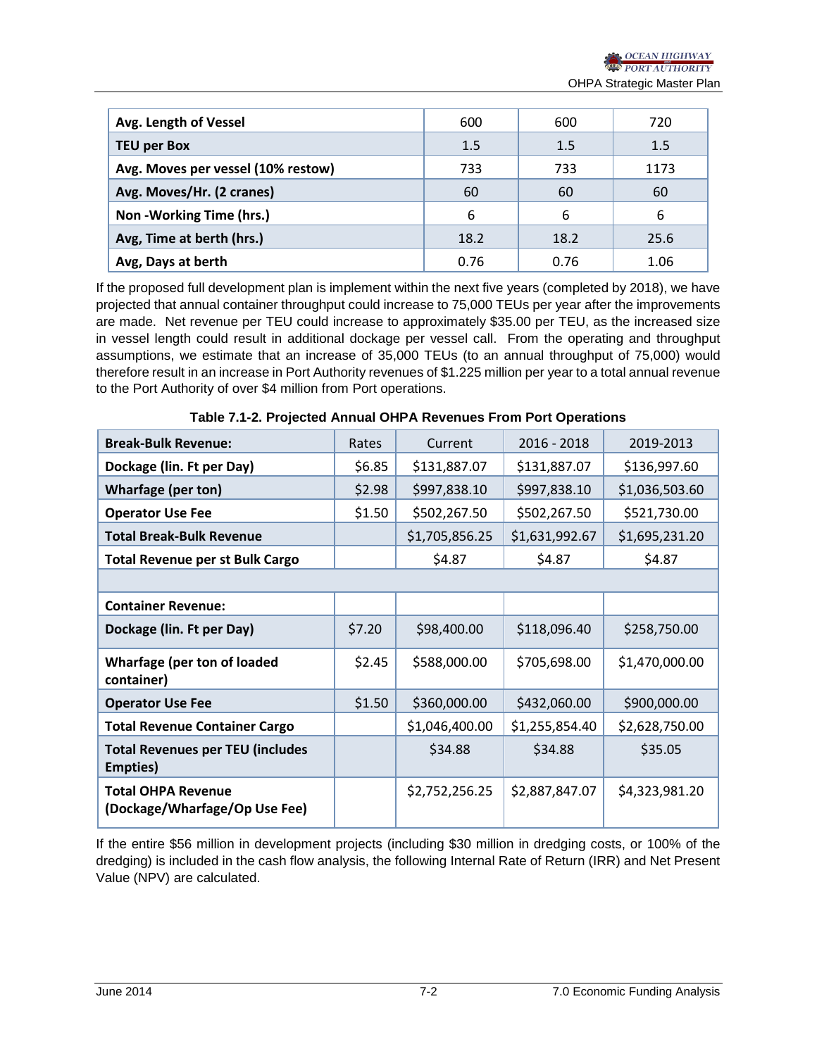| Avg. Length of Vessel | 600 | 600 | 720 |
|---|---|---|---|
| TEU per Box | 1.5 | 1.5 | 1.5 |
| Avg. Moves per vessel (10% restow) | 733 | 733 | 1173 |
| Avg. Moves/Hr. (2 cranes) | 60 | 60 | 60 |
| Non -Working Time (hrs.) | 6 | 6 | 6 |
| Avg, Time at berth (hrs.) | 18.2 | 18.2 | 25.6 |
| Avg, Days at berth | 0.76 | 0.76 | 1.06 |

If the proposed full development plan is implement within the next five years (completed by 2018), we have projected that annual container throughput could increase to 75,000 TEUs per year after the improvements are made. Net revenue per TEU could increase to approximately $35.00 per TEU, as the increased size in vessel length could result in additional dockage per vessel call. From the operating and throughput assumptions, we estimate that an increase of 35,000 TEUs (to an annual throughput of 75,000) would therefore result in an increase in Port Authority revenues of $1.225 million per year to a total annual revenue to the Port Authority of over $4 million from Port operations.

**Table 7.1-2. Projected Annual OHPA Revenues From Port Operations**

| Break-Bulk Revenue: | Rates | Current | 2016 - 2018 | 2019-2013 |
|---|---|---|---|---|
| Dockage (lin. Ft per Day) | $6.85 | $131,887.07 | $131,887.07 | $136,997.60 |
| Wharfage (per ton) | $2.98 | $997,838.10 | $997,838.10 | $1,036,503.60 |
| Operator Use Fee | $1.50 | $502,267.50 | $502,267.50 | $521,730.00 |
| Total Break-Bulk Revenue | | $1,705,856.25 | $1,631,992.67 | $1,695,231.20 |
| Total Revenue per st Bulk Cargo | | $4.87 | $4.87 | $4.87 |
| | | | | |
| Container Revenue: | | | | |
| Dockage (lin. Ft per Day) | $7.20 | $98,400.00 | $118,096.40 | $258,750.00 |
| Wharfage (per ton of loaded container) | $2.45 | $588,000.00 | $705,698.00 | $1,470,000.00 |
| Operator Use Fee | $1.50 | $360,000.00 | $432,060.00 | $900,000.00 |
| Total Revenue Container Cargo | | $1,046,400.00 | $1,255,854.40 | $2,628,750.00 |
| Total Revenues per TEU (includes Empties) | | $34.88 | $34.88 | $35.05 |
| Total OHPA Revenue (Dockage/Wharfage/Op Use Fee) | | $2,752,256.25 | $2,887,847.07 | $4,323,981.20 |

If the entire $56 million in development projects (including $30 million in dredging costs, or 100% of the dredging) is included in the cash flow analysis, the following Internal Rate of Return (IRR) and Net Present Value (NPV) are calculated.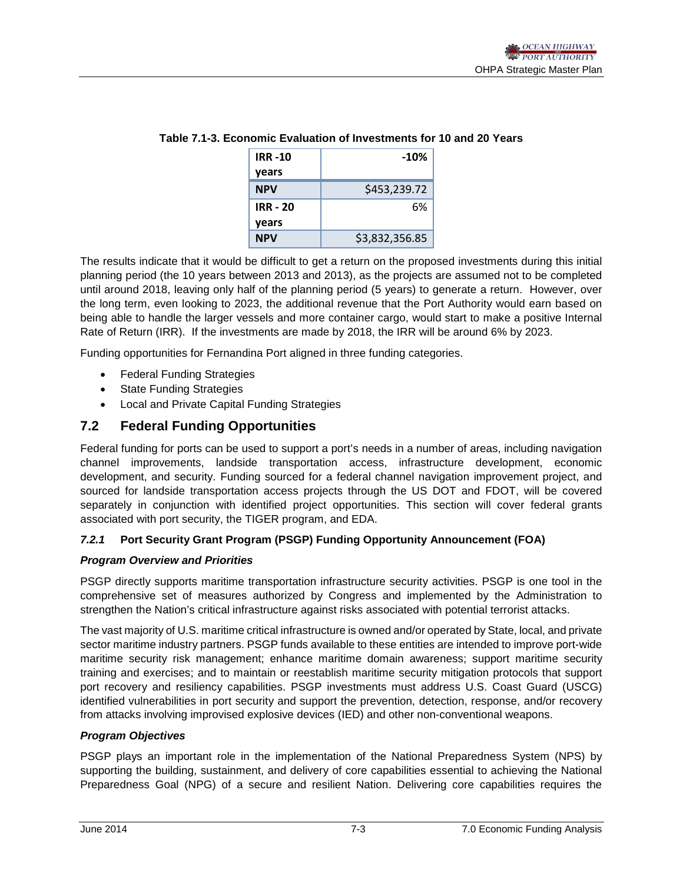**Table 7.1-3. Economic Evaluation of Investments for 10 and 20 Years**

| IRR -10 years | -10% |
|---|---|
| NPV | $453,239.72 |
| IRR - 20 years | 6% |
| NPV | $3,832,356.85 |

The results indicate that it would be difficult to get a return on the proposed investments during this initial planning period (the 10 years between 2013 and 2013), as the projects are assumed not to be completed until around 2018, leaving only half of the planning period (5 years) to generate a return. However, over the long term, even looking to 2023, the additional revenue that the Port Authority would earn based on being able to handle the larger vessels and more container cargo, would start to make a positive Internal Rate of Return (IRR). If the investments are made by 2018, the IRR will be around 6% by 2023.

Funding opportunities for Fernandina Port aligned in three funding categories.

- Federal Funding Strategies
- State Funding Strategies
- Local and Private Capital Funding Strategies

## 7.2 Federal Funding Opportunities

Federal funding for ports can be used to support a port's needs in a number of areas, including navigation channel improvements, landside transportation access, infrastructure development, economic development, and security. Funding sourced for a federal channel navigation improvement project, and sourced for landside transportation access projects through the US DOT and FDOT, will be covered separately in conjunction with identified project opportunities. This section will cover federal grants associated with port security, the TIGER program, and EDA.

### *7.2.1* Port Security Grant Program (PSGP) Funding Opportunity Announcement (FOA)

***Program Overview and Priorities***

PSGP directly supports maritime transportation infrastructure security activities. PSGP is one tool in the comprehensive set of measures authorized by Congress and implemented by the Administration to strengthen the Nation's critical infrastructure against risks associated with potential terrorist attacks.

The vast majority of U.S. maritime critical infrastructure is owned and/or operated by State, local, and private sector maritime industry partners. PSGP funds available to these entities are intended to improve port-wide maritime security risk management; enhance maritime domain awareness; support maritime security training and exercises; and to maintain or reestablish maritime security mitigation protocols that support port recovery and resiliency capabilities. PSGP investments must address U.S. Coast Guard (USCG) identified vulnerabilities in port security and support the prevention, detection, response, and/or recovery from attacks involving improvised explosive devices (IED) and other non-conventional weapons.

***Program Objectives***

PSGP plays an important role in the implementation of the National Preparedness System (NPS) by supporting the building, sustainment, and delivery of core capabilities essential to achieving the National Preparedness Goal (NPG) of a secure and resilient Nation. Delivering core capabilities requires the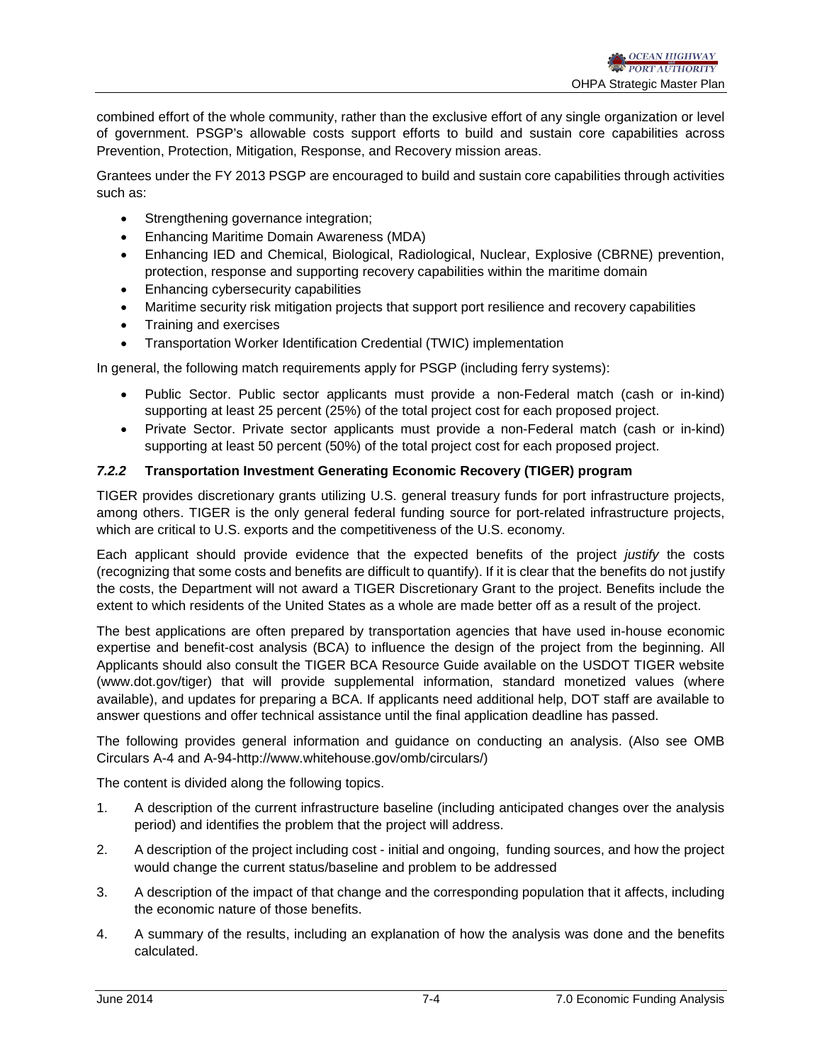combined effort of the whole community, rather than the exclusive effort of any single organization or level of government. PSGP's allowable costs support efforts to build and sustain core capabilities across Prevention, Protection, Mitigation, Response, and Recovery mission areas.

Grantees under the FY 2013 PSGP are encouraged to build and sustain core capabilities through activities such as:

- Strengthening governance integration;
- Enhancing Maritime Domain Awareness (MDA)
- Enhancing IED and Chemical, Biological, Radiological, Nuclear, Explosive (CBRNE) prevention, protection, response and supporting recovery capabilities within the maritime domain
- Enhancing cybersecurity capabilities
- Maritime security risk mitigation projects that support port resilience and recovery capabilities
- Training and exercises
- Transportation Worker Identification Credential (TWIC) implementation

In general, the following match requirements apply for PSGP (including ferry systems):

- Public Sector. Public sector applicants must provide a non-Federal match (cash or in-kind) supporting at least 25 percent (25%) of the total project cost for each proposed project.
- Private Sector. Private sector applicants must provide a non-Federal match (cash or in-kind) supporting at least 50 percent (50%) of the total project cost for each proposed project.

### *7.2.2* Transportation Investment Generating Economic Recovery (TIGER) program

TIGER provides discretionary grants utilizing U.S. general treasury funds for port infrastructure projects, among others. TIGER is the only general federal funding source for port-related infrastructure projects, which are critical to U.S. exports and the competitiveness of the U.S. economy.

Each applicant should provide evidence that the expected benefits of the project *justify* the costs (recognizing that some costs and benefits are difficult to quantify). If it is clear that the benefits do not justify the costs, the Department will not award a TIGER Discretionary Grant to the project. Benefits include the extent to which residents of the United States as a whole are made better off as a result of the project.

The best applications are often prepared by transportation agencies that have used in-house economic expertise and benefit-cost analysis (BCA) to influence the design of the project from the beginning. All Applicants should also consult the TIGER BCA Resource Guide available on the USDOT TIGER website (www.dot.gov/tiger) that will provide supplemental information, standard monetized values (where available), and updates for preparing a BCA. If applicants need additional help, DOT staff are available to answer questions and offer technical assistance until the final application deadline has passed.

The following provides general information and guidance on conducting an analysis. (Also see OMB Circulars A-4 and A-94-http://www.whitehouse.gov/omb/circulars/)

The content is divided along the following topics.

1. A description of the current infrastructure baseline (including anticipated changes over the analysis period) and identifies the problem that the project will address.
2. A description of the project including cost - initial and ongoing, funding sources, and how the project would change the current status/baseline and problem to be addressed
3. A description of the impact of that change and the corresponding population that it affects, including the economic nature of those benefits.
4. A summary of the results, including an explanation of how the analysis was done and the benefits calculated.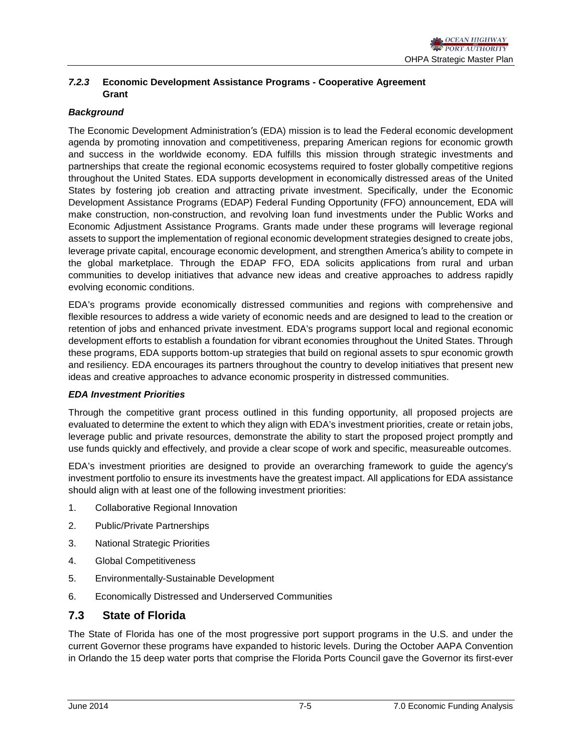### *7.2.3* Economic Development Assistance Programs - Cooperative Agreement Grant

***Background***

The Economic Development Administration′s (EDA) mission is to lead the Federal economic development agenda by promoting innovation and competitiveness, preparing American regions for economic growth and success in the worldwide economy. EDA fulfills this mission through strategic investments and partnerships that create the regional economic ecosystems required to foster globally competitive regions throughout the United States. EDA supports development in economically distressed areas of the United States by fostering job creation and attracting private investment. Specifically, under the Economic Development Assistance Programs (EDAP) Federal Funding Opportunity (FFO) announcement, EDA will make construction, non-construction, and revolving loan fund investments under the Public Works and Economic Adjustment Assistance Programs. Grants made under these programs will leverage regional assets to support the implementation of regional economic development strategies designed to create jobs, leverage private capital, encourage economic development, and strengthen America′s ability to compete in the global marketplace. Through the EDAP FFO, EDA solicits applications from rural and urban communities to develop initiatives that advance new ideas and creative approaches to address rapidly evolving economic conditions.

EDA's programs provide economically distressed communities and regions with comprehensive and flexible resources to address a wide variety of economic needs and are designed to lead to the creation or retention of jobs and enhanced private investment. EDA's programs support local and regional economic development efforts to establish a foundation for vibrant economies throughout the United States. Through these programs, EDA supports bottom-up strategies that build on regional assets to spur economic growth and resiliency. EDA encourages its partners throughout the country to develop initiatives that present new ideas and creative approaches to advance economic prosperity in distressed communities.

***EDA Investment Priorities***

Through the competitive grant process outlined in this funding opportunity, all proposed projects are evaluated to determine the extent to which they align with EDA's investment priorities, create or retain jobs, leverage public and private resources, demonstrate the ability to start the proposed project promptly and use funds quickly and effectively, and provide a clear scope of work and specific, measureable outcomes.

EDA's investment priorities are designed to provide an overarching framework to guide the agency's investment portfolio to ensure its investments have the greatest impact. All applications for EDA assistance should align with at least one of the following investment priorities:

1. Collaborative Regional Innovation
2. Public/Private Partnerships
3. National Strategic Priorities
4. Global Competitiveness
5. Environmentally-Sustainable Development
6. Economically Distressed and Underserved Communities

## 7.3 State of Florida

The State of Florida has one of the most progressive port support programs in the U.S. and under the current Governor these programs have expanded to historic levels. During the October AAPA Convention in Orlando the 15 deep water ports that comprise the Florida Ports Council gave the Governor its first-ever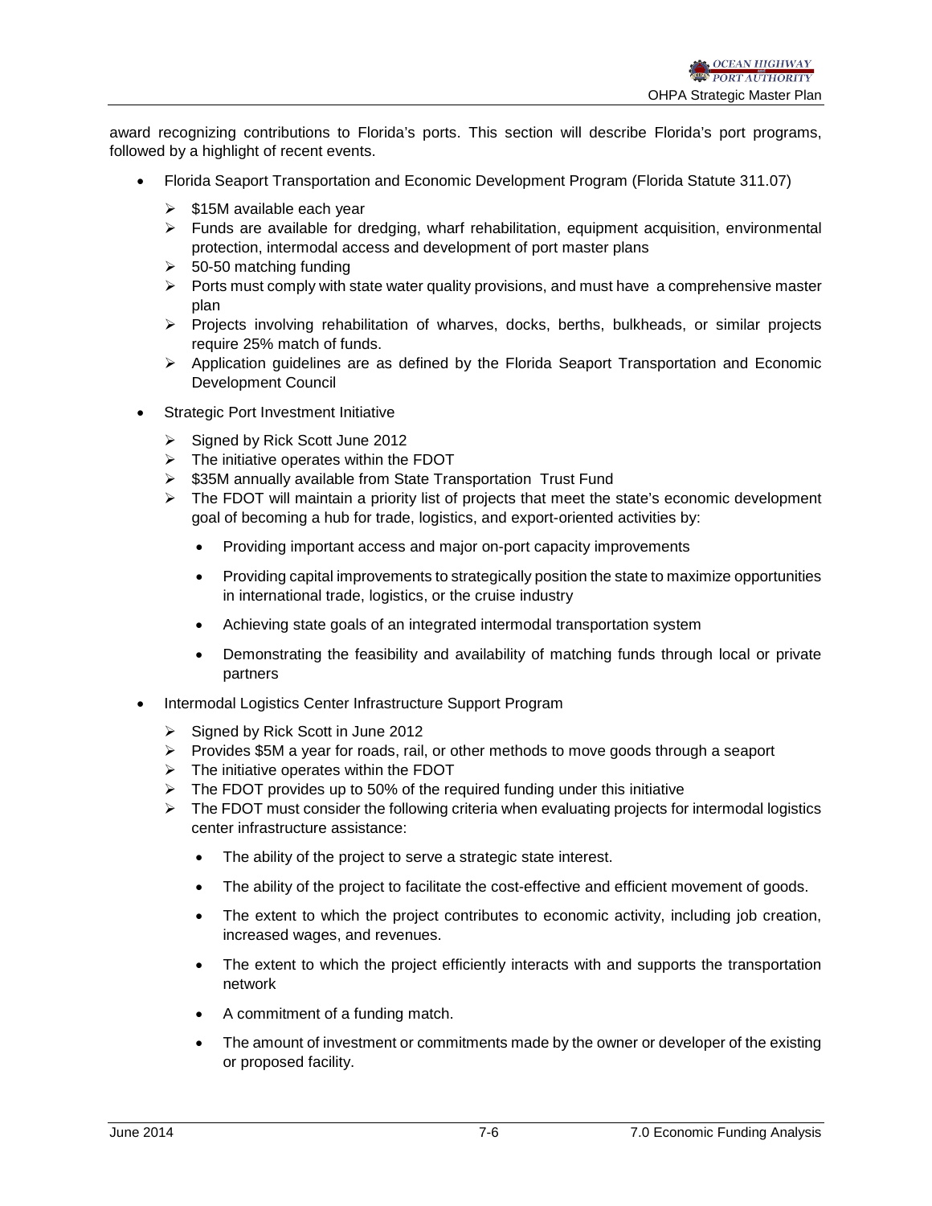award recognizing contributions to Florida's ports. This section will describe Florida's port programs, followed by a highlight of recent events.

- Florida Seaport Transportation and Economic Development Program (Florida Statute 311.07)
  - $15M available each year
  - Funds are available for dredging, wharf rehabilitation, equipment acquisition, environmental protection, intermodal access and development of port master plans
  - 50-50 matching funding
  - Ports must comply with state water quality provisions, and must have a comprehensive master plan
  - Projects involving rehabilitation of wharves, docks, berths, bulkheads, or similar projects require 25% match of funds.
  - Application guidelines are as defined by the Florida Seaport Transportation and Economic Development Council
- Strategic Port Investment Initiative
  - Signed by Rick Scott June 2012
  - The initiative operates within the FDOT
  - $35M annually available from State Transportation Trust Fund
  - The FDOT will maintain a priority list of projects that meet the state's economic development goal of becoming a hub for trade, logistics, and export-oriented activities by:
    - Providing important access and major on-port capacity improvements
    - Providing capital improvements to strategically position the state to maximize opportunities in international trade, logistics, or the cruise industry
    - Achieving state goals of an integrated intermodal transportation system
    - Demonstrating the feasibility and availability of matching funds through local or private partners
- Intermodal Logistics Center Infrastructure Support Program
  - Signed by Rick Scott in June 2012
  - Provides $5M a year for roads, rail, or other methods to move goods through a seaport
  - The initiative operates within the FDOT
  - The FDOT provides up to 50% of the required funding under this initiative
  - The FDOT must consider the following criteria when evaluating projects for intermodal logistics center infrastructure assistance:
    - The ability of the project to serve a strategic state interest.
    - The ability of the project to facilitate the cost-effective and efficient movement of goods.
    - The extent to which the project contributes to economic activity, including job creation, increased wages, and revenues.
    - The extent to which the project efficiently interacts with and supports the transportation network
    - A commitment of a funding match.
    - The amount of investment or commitments made by the owner or developer of the existing or proposed facility.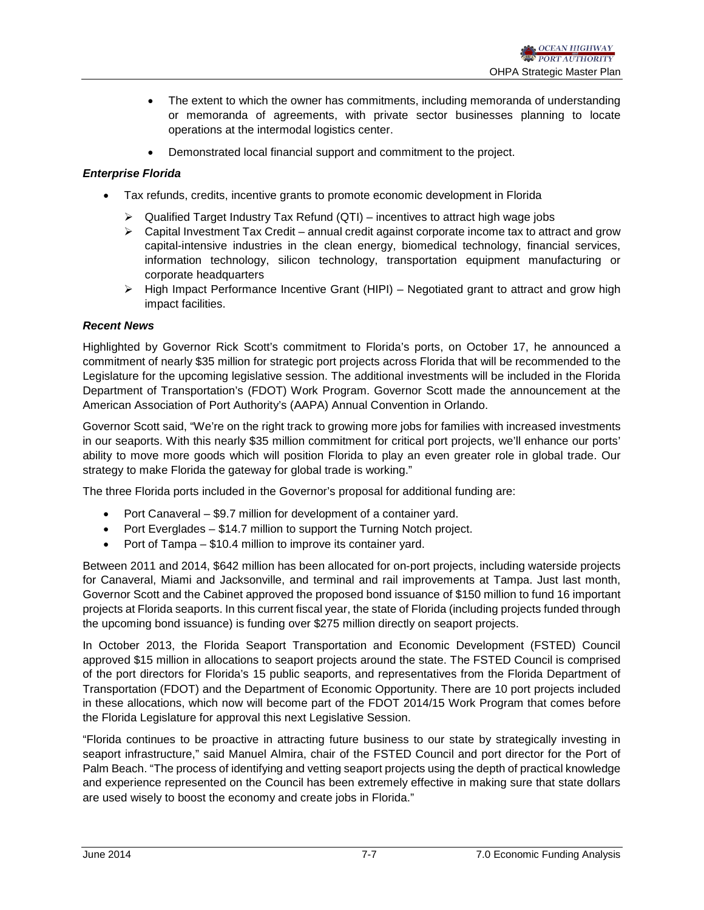- The extent to which the owner has commitments, including memoranda of understanding or memoranda of agreements, with private sector businesses planning to locate operations at the intermodal logistics center.
- Demonstrated local financial support and commitment to the project.

***Enterprise Florida***

- Tax refunds, credits, incentive grants to promote economic development in Florida
  - Qualified Target Industry Tax Refund (QTI) – incentives to attract high wage jobs
  - Capital Investment Tax Credit – annual credit against corporate income tax to attract and grow capital-intensive industries in the clean energy, biomedical technology, financial services, information technology, silicon technology, transportation equipment manufacturing or corporate headquarters
  - High Impact Performance Incentive Grant (HIPI) – Negotiated grant to attract and grow high impact facilities.

***Recent News***

Highlighted by Governor Rick Scott's commitment to Florida's ports, on October 17, he announced a commitment of nearly $35 million for strategic port projects across Florida that will be recommended to the Legislature for the upcoming legislative session. The additional investments will be included in the Florida Department of Transportation's (FDOT) Work Program. Governor Scott made the announcement at the American Association of Port Authority's (AAPA) Annual Convention in Orlando.

Governor Scott said, "We're on the right track to growing more jobs for families with increased investments in our seaports. With this nearly $35 million commitment for critical port projects, we'll enhance our ports' ability to move more goods which will position Florida to play an even greater role in global trade. Our strategy to make Florida the gateway for global trade is working."

The three Florida ports included in the Governor's proposal for additional funding are:

- Port Canaveral – $9.7 million for development of a container yard.
- Port Everglades – $14.7 million to support the Turning Notch project.
- Port of Tampa – $10.4 million to improve its container yard.

Between 2011 and 2014, $642 million has been allocated for on-port projects, including waterside projects for Canaveral, Miami and Jacksonville, and terminal and rail improvements at Tampa. Just last month, Governor Scott and the Cabinet approved the proposed bond issuance of $150 million to fund 16 important projects at Florida seaports. In this current fiscal year, the state of Florida (including projects funded through the upcoming bond issuance) is funding over $275 million directly on seaport projects.

In October 2013, the Florida Seaport Transportation and Economic Development (FSTED) Council approved $15 million in allocations to seaport projects around the state. The FSTED Council is comprised of the port directors for Florida's 15 public seaports, and representatives from the Florida Department of Transportation (FDOT) and the Department of Economic Opportunity. There are 10 port projects included in these allocations, which now will become part of the FDOT 2014/15 Work Program that comes before the Florida Legislature for approval this next Legislative Session.

"Florida continues to be proactive in attracting future business to our state by strategically investing in seaport infrastructure," said Manuel Almira, chair of the FSTED Council and port director for the Port of Palm Beach. "The process of identifying and vetting seaport projects using the depth of practical knowledge and experience represented on the Council has been extremely effective in making sure that state dollars are used wisely to boost the economy and create jobs in Florida."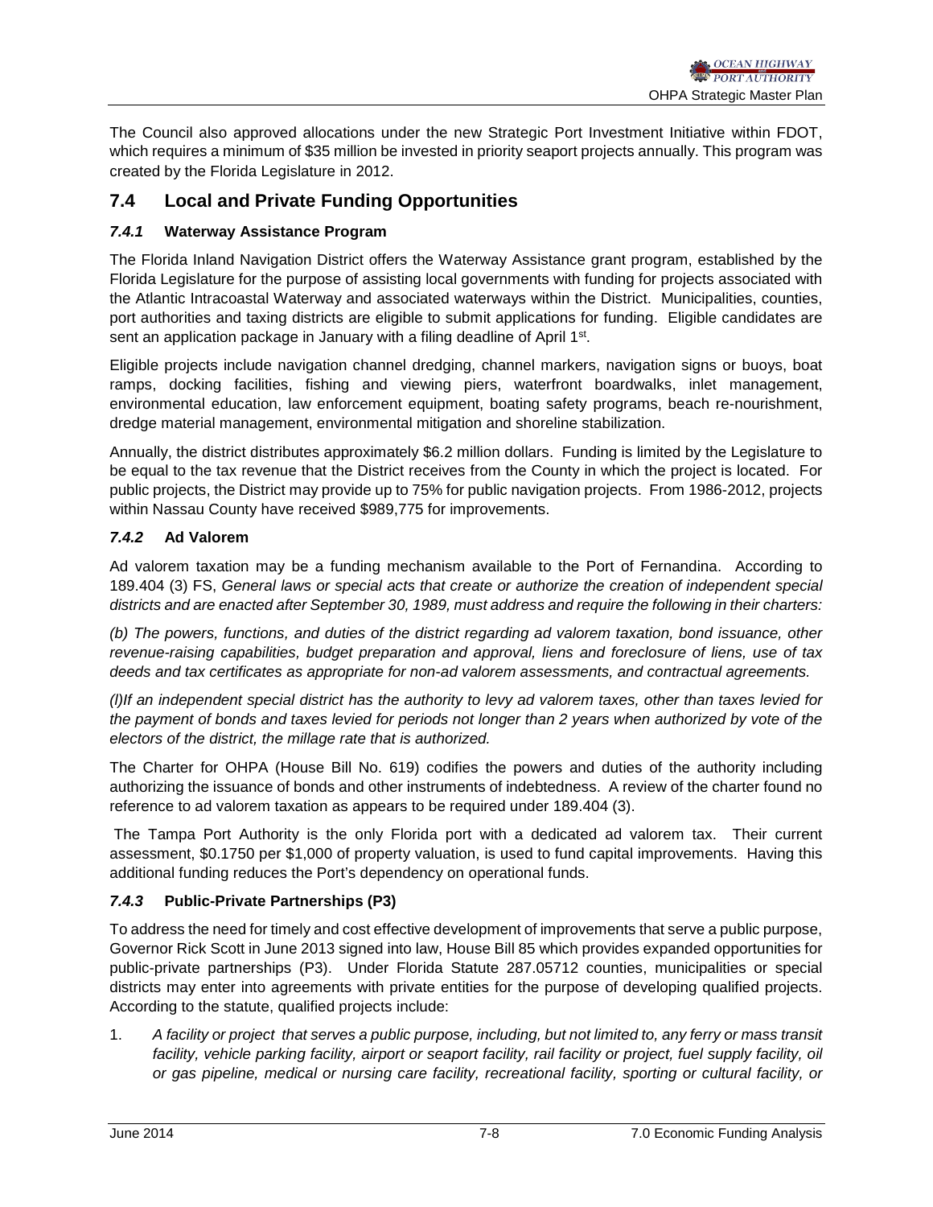The Council also approved allocations under the new Strategic Port Investment Initiative within FDOT, which requires a minimum of $35 million be invested in priority seaport projects annually. This program was created by the Florida Legislature in 2012.

## 7.4 Local and Private Funding Opportunities

### *7.4.1* Waterway Assistance Program

The Florida Inland Navigation District offers the Waterway Assistance grant program, established by the Florida Legislature for the purpose of assisting local governments with funding for projects associated with the Atlantic Intracoastal Waterway and associated waterways within the District. Municipalities, counties, port authorities and taxing districts are eligible to submit applications for funding. Eligible candidates are sent an application package in January with a filing deadline of April 1st.

Eligible projects include navigation channel dredging, channel markers, navigation signs or buoys, boat ramps, docking facilities, fishing and viewing piers, waterfront boardwalks, inlet management, environmental education, law enforcement equipment, boating safety programs, beach re-nourishment, dredge material management, environmental mitigation and shoreline stabilization.

Annually, the district distributes approximately $6.2 million dollars. Funding is limited by the Legislature to be equal to the tax revenue that the District receives from the County in which the project is located. For public projects, the District may provide up to 75% for public navigation projects. From 1986-2012, projects within Nassau County have received $989,775 for improvements.

### *7.4.2* Ad Valorem

Ad valorem taxation may be a funding mechanism available to the Port of Fernandina. According to 189.404 (3) FS, *General laws or special acts that create or authorize the creation of independent special districts and are enacted after September 30, 1989, must address and require the following in their charters:*

*(b) The powers, functions, and duties of the district regarding ad valorem taxation, bond issuance, other revenue-raising capabilities, budget preparation and approval, liens and foreclosure of liens, use of tax deeds and tax certificates as appropriate for non-ad valorem assessments, and contractual agreements.*

*(l)If an independent special district has the authority to levy ad valorem taxes, other than taxes levied for the payment of bonds and taxes levied for periods not longer than 2 years when authorized by vote of the electors of the district, the millage rate that is authorized.*

The Charter for OHPA (House Bill No. 619) codifies the powers and duties of the authority including authorizing the issuance of bonds and other instruments of indebtedness. A review of the charter found no reference to ad valorem taxation as appears to be required under 189.404 (3).

The Tampa Port Authority is the only Florida port with a dedicated ad valorem tax. Their current assessment, $0.1750 per $1,000 of property valuation, is used to fund capital improvements. Having this additional funding reduces the Port's dependency on operational funds.

### *7.4.3* Public-Private Partnerships (P3)

To address the need for timely and cost effective development of improvements that serve a public purpose, Governor Rick Scott in June 2013 signed into law, House Bill 85 which provides expanded opportunities for public-private partnerships (P3). Under Florida Statute 287.05712 counties, municipalities or special districts may enter into agreements with private entities for the purpose of developing qualified projects. According to the statute, qualified projects include:

1. *A facility or project that serves a public purpose, including, but not limited to, any ferry or mass transit facility, vehicle parking facility, airport or seaport facility, rail facility or project, fuel supply facility, oil or gas pipeline, medical or nursing care facility, recreational facility, sporting or cultural facility, or*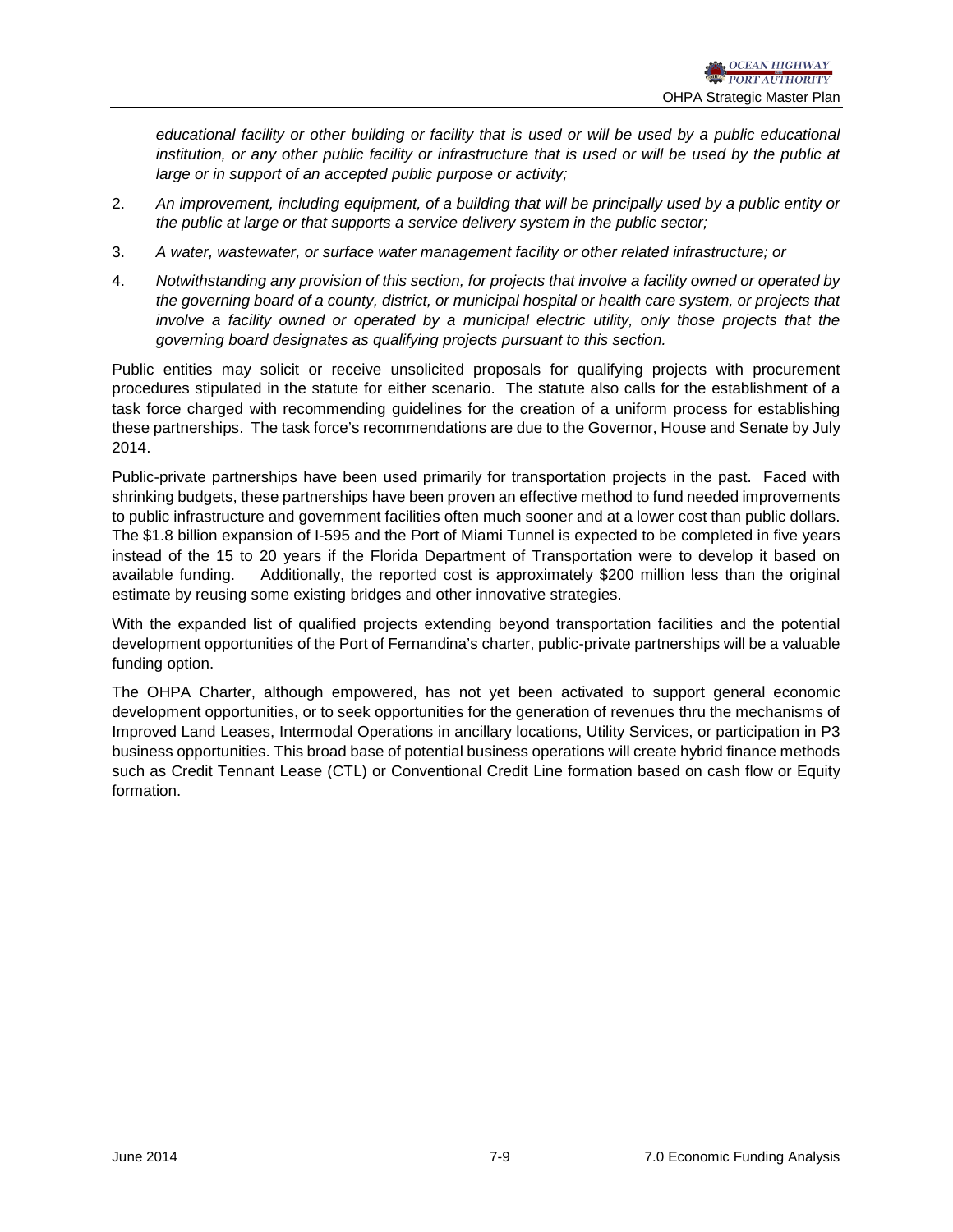*educational facility or other building or facility that is used or will be used by a public educational institution, or any other public facility or infrastructure that is used or will be used by the public at large or in support of an accepted public purpose or activity;*

2. *An improvement, including equipment, of a building that will be principally used by a public entity or the public at large or that supports a service delivery system in the public sector;*
3. *A water, wastewater, or surface water management facility or other related infrastructure; or*
4. *Notwithstanding any provision of this section, for projects that involve a facility owned or operated by the governing board of a county, district, or municipal hospital or health care system, or projects that involve a facility owned or operated by a municipal electric utility, only those projects that the governing board designates as qualifying projects pursuant to this section.*

Public entities may solicit or receive unsolicited proposals for qualifying projects with procurement procedures stipulated in the statute for either scenario. The statute also calls for the establishment of a task force charged with recommending guidelines for the creation of a uniform process for establishing these partnerships. The task force's recommendations are due to the Governor, House and Senate by July 2014.

Public-private partnerships have been used primarily for transportation projects in the past. Faced with shrinking budgets, these partnerships have been proven an effective method to fund needed improvements to public infrastructure and government facilities often much sooner and at a lower cost than public dollars. The $1.8 billion expansion of I-595 and the Port of Miami Tunnel is expected to be completed in five years instead of the 15 to 20 years if the Florida Department of Transportation were to develop it based on available funding. Additionally, the reported cost is approximately $200 million less than the original estimate by reusing some existing bridges and other innovative strategies.

With the expanded list of qualified projects extending beyond transportation facilities and the potential development opportunities of the Port of Fernandina's charter, public-private partnerships will be a valuable funding option.

The OHPA Charter, although empowered, has not yet been activated to support general economic development opportunities, or to seek opportunities for the generation of revenues thru the mechanisms of Improved Land Leases, Intermodal Operations in ancillary locations, Utility Services, or participation in P3 business opportunities. This broad base of potential business operations will create hybrid finance methods such as Credit Tennant Lease (CTL) or Conventional Credit Line formation based on cash flow or Equity formation.